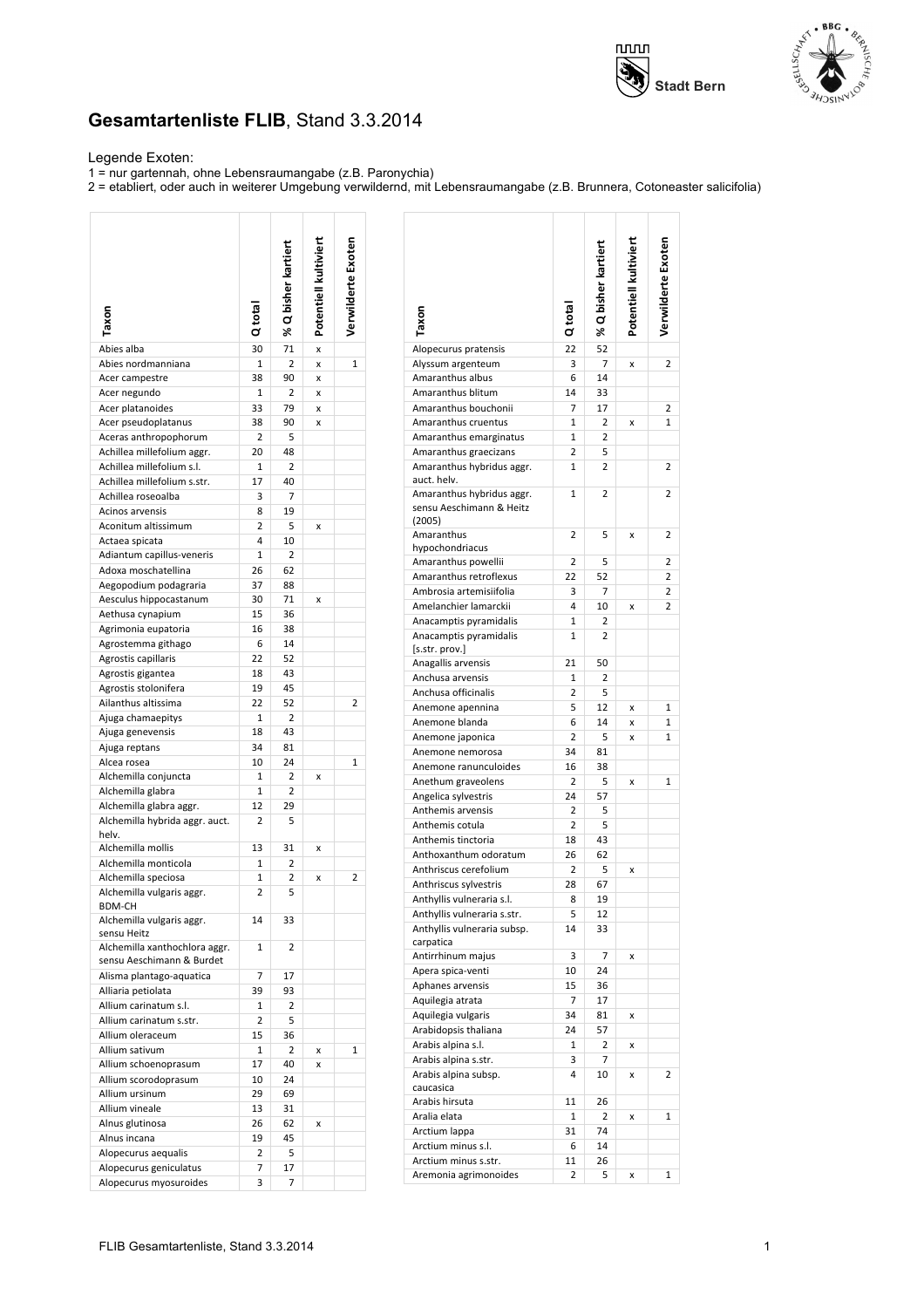# Gesamtartenliste FLIB, Stand 3.3.2014

Legende Exoten:
1 = nur gartennah, ohne Lebensraumangabe (z.B. Paronychia)
2 = etabliert, oder auch in weiterer Umgebung verwildernd, mit Lebensraumangabe (z.B. Brunnera, Cotoneaster salicifolia)

| Taxon | Q total | % Q bisher kartiert | Potentiell kultiviert | Verwilderte Exoten |
|---|---|---|---|---|
| Abies alba | 30 | 71 | x | |
| Abies nordmanniana | 1 | 2 | x | 1 |
| Acer campestre | 38 | 90 | x | |
| Acer negundo | 1 | 2 | x | |
| Acer platanoides | 33 | 79 | x | |
| Acer pseudoplatanus | 38 | 90 | x | |
| Aceras anthropophorum | 2 | 5 | | |
| Achillea millefolium aggr. | 20 | 48 | | |
| Achillea millefolium s.l. | 1 | 2 | | |
| Achillea millefolium s.str. | 17 | 40 | | |
| Achillea roseoalba | 3 | 7 | | |
| Acinos arvensis | 8 | 19 | | |
| Aconitum altissimum | 2 | 5 | x | |
| Actaea spicata | 4 | 10 | | |
| Adiantum capillus-veneris | 1 | 2 | | |
| Adoxa moschatellina | 26 | 62 | | |
| Aegopodium podagraria | 37 | 88 | | |
| Aesculus hippocastanum | 30 | 71 | x | |
| Aethusa cynapium | 15 | 36 | | |
| Agrimonia eupatoria | 16 | 38 | | |
| Agrostemma githago | 6 | 14 | | |
| Agrostis capillaris | 22 | 52 | | |
| Agrostis gigantea | 18 | 43 | | |
| Agrostis stolonifera | 19 | 45 | | |
| Ailanthus altissima | 22 | 52 | | 2 |
| Ajuga chamaepitys | 1 | 2 | | |
| Ajuga genevensis | 18 | 43 | | |
| Ajuga reptans | 34 | 81 | | |
| Alcea rosea | 10 | 24 | | 1 |
| Alchemilla conjuncta | 1 | 2 | x | |
| Alchemilla glabra | 1 | 2 | | |
| Alchemilla glabra aggr. | 12 | 29 | | |
| Alchemilla hybrida aggr. auct. helv. | 2 | 5 | | |
| Alchemilla mollis | 13 | 31 | x | |
| Alchemilla monticola | 1 | 2 | | |
| Alchemilla speciosa | 1 | 2 | x | 2 |
| Alchemilla vulgaris aggr. BDM-CH | 2 | 5 | | |
| Alchemilla vulgaris aggr. sensu Heitz | 14 | 33 | | |
| Alchemilla xanthochlora aggr. sensu Aeschimann & Burdet | 1 | 2 | | |
| Alisma plantago-aquatica | 7 | 17 | | |
| Alliaria petiolata | 39 | 93 | | |
| Allium carinatum s.l. | 1 | 2 | | |
| Allium carinatum s.str. | 2 | 5 | | |
| Allium oleraceum | 15 | 36 | | |
| Allium sativum | 1 | 2 | x | 1 |
| Allium schoenoprasum | 17 | 40 | x | |
| Allium scorodoprasum | 10 | 24 | | |
| Allium ursinum | 29 | 69 | | |
| Allium vineale | 13 | 31 | | |
| Alnus glutinosa | 26 | 62 | x | |
| Alnus incana | 19 | 45 | | |
| Alopecurus aequalis | 2 | 5 | | |
| Alopecurus geniculatus | 7 | 17 | | |
| Alopecurus myosuroides | 3 | 7 | | |
| Alopecurus pratensis | 22 | 52 | | |
| Alyssum argenteum | 3 | 7 | x | 2 |
| Amaranthus albus | 6 | 14 | | |
| Amaranthus blitum | 14 | 33 | | |
| Amaranthus bouchonii | 7 | 17 | | 2 |
| Amaranthus cruentus | 1 | 2 | x | 1 |
| Amaranthus emarginatus | 1 | 2 | | |
| Amaranthus graecizans | 2 | 5 | | |
| Amaranthus hybridus aggr. auct. helv. | 1 | 2 | | 2 |
| Amaranthus hybridus aggr. sensu Aeschimann & Heitz (2005) | 1 | 2 | | 2 |
| Amaranthus hypochondriacus | 2 | 5 | x | 2 |
| Amaranthus powellii | 2 | 5 | | 2 |
| Amaranthus retroflexus | 22 | 52 | | 2 |
| Ambrosia artemisiifolia | 3 | 7 | | 2 |
| Amelanchier lamarckii | 4 | 10 | x | 2 |
| Anacamptis pyramidalis | 1 | 2 | | |
| Anacamptis pyramidalis [s.str. prov.] | 1 | 2 | | |
| Anagallis arvensis | 21 | 50 | | |
| Anchusa arvensis | 1 | 2 | | |
| Anchusa officinalis | 2 | 5 | | |
| Anemone apennina | 5 | 12 | x | 1 |
| Anemone blanda | 6 | 14 | x | 1 |
| Anemone japonica | 2 | 5 | x | 1 |
| Anemone nemorosa | 34 | 81 | | |
| Anemone ranunculoides | 16 | 38 | | |
| Anethum graveolens | 2 | 5 | x | 1 |
| Angelica sylvestris | 24 | 57 | | |
| Anthemis arvensis | 2 | 5 | | |
| Anthemis cotula | 2 | 5 | | |
| Anthemis tinctoria | 18 | 43 | | |
| Anthoxanthum odoratum | 26 | 62 | | |
| Anthriscus cerefolium | 2 | 5 | x | |
| Anthriscus sylvestris | 28 | 67 | | |
| Anthyllis vulneraria s.l. | 8 | 19 | | |
| Anthyllis vulneraria s.str. | 5 | 12 | | |
| Anthyllis vulneraria subsp. carpatica | 14 | 33 | | |
| Antirrhinum majus | 3 | 7 | x | |
| Apera spica-venti | 10 | 24 | | |
| Aphanes arvensis | 15 | 36 | | |
| Aquilegia atrata | 7 | 17 | | |
| Aquilegia vulgaris | 34 | 81 | x | |
| Arabidopsis thaliana | 24 | 57 | | |
| Arabis alpina s.l. | 1 | 2 | x | |
| Arabis alpina s.str. | 3 | 7 | | |
| Arabis alpina subsp. caucasica | 4 | 10 | x | 2 |
| Arabis hirsuta | 11 | 26 | | |
| Aralia elata | 1 | 2 | x | 1 |
| Arctium lappa | 31 | 74 | | |
| Arctium minus s.l. | 6 | 14 | | |
| Arctium minus s.str. | 11 | 26 | | |
| Aremonia agrimonoides | 2 | 5 | x | 1 |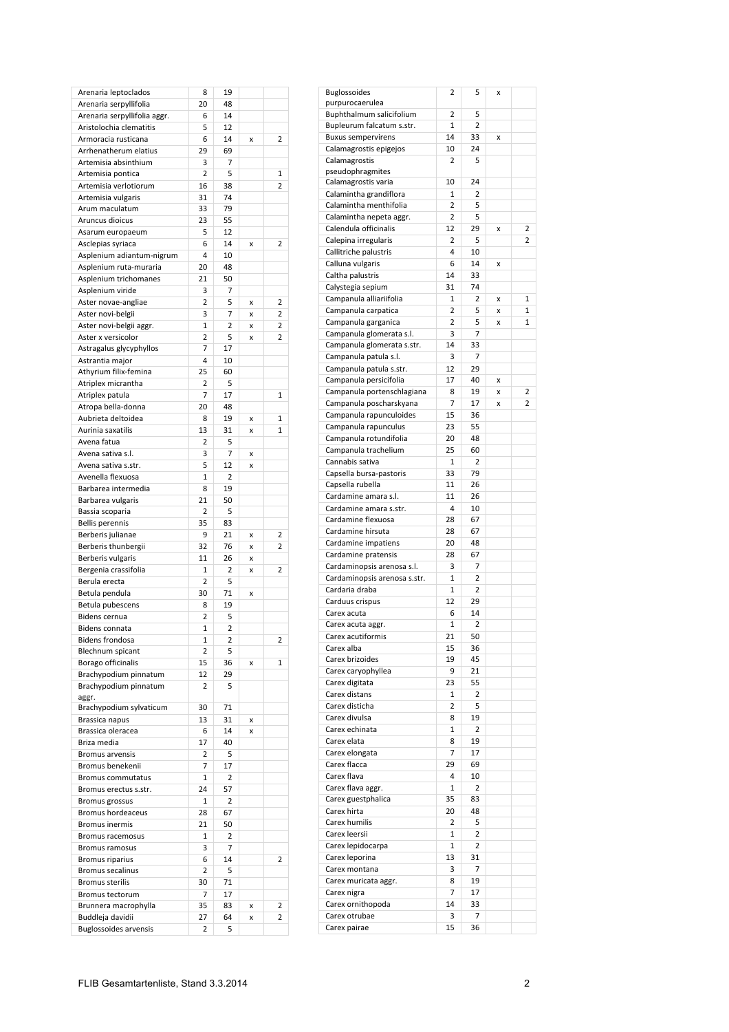| | | | | |
|---|---|---|---|---|
| Arenaria leptoclados | 8 | 19 | | |
| Arenaria serpyllifolia | 20 | 48 | | |
| Arenaria serpyllifolia aggr. | 6 | 14 | | |
| Aristolochia clematitis | 5 | 12 | | |
| Armoracia rusticana | 6 | 14 | x | 2 |
| Arrhenatherum elatius | 29 | 69 | | |
| Artemisia absinthium | 3 | 7 | | |
| Artemisia pontica | 2 | 5 | | 1 |
| Artemisia verlotiorum | 16 | 38 | | 2 |
| Artemisia vulgaris | 31 | 74 | | |
| Arum maculatum | 33 | 79 | | |
| Aruncus dioicus | 23 | 55 | | |
| Asarum europaeum | 5 | 12 | | |
| Asclepias syriaca | 6 | 14 | x | 2 |
| Asplenium adiantum-nigrum | 4 | 10 | | |
| Asplenium ruta-muraria | 20 | 48 | | |
| Asplenium trichomanes | 21 | 50 | | |
| Asplenium viride | 3 | 7 | | |
| Aster novae-angliae | 2 | 5 | x | 2 |
| Aster novi-belgii | 3 | 7 | x | 2 |
| Aster novi-belgii aggr. | 1 | 2 | x | 2 |
| Aster x versicolor | 2 | 5 | x | 2 |
| Astragalus glycyphyllos | 7 | 17 | | |
| Astrantia major | 4 | 10 | | |
| Athyrium filix-femina | 25 | 60 | | |
| Atriplex micrantha | 2 | 5 | | |
| Atriplex patula | 7 | 17 | | 1 |
| Atropa bella-donna | 20 | 48 | | |
| Aubrieta deltoidea | 8 | 19 | x | 1 |
| Aurinia saxatilis | 13 | 31 | x | 1 |
| Avena fatua | 2 | 5 | | |
| Avena sativa s.l. | 3 | 7 | x | |
| Avena sativa s.str. | 5 | 12 | x | |
| Avenella flexuosa | 1 | 2 | | |
| Barbarea intermedia | 8 | 19 | | |
| Barbarea vulgaris | 21 | 50 | | |
| Bassia scoparia | 2 | 5 | | |
| Bellis perennis | 35 | 83 | | |
| Berberis julianae | 9 | 21 | x | 2 |
| Berberis thunbergii | 32 | 76 | x | 2 |
| Berberis vulgaris | 11 | 26 | x | |
| Bergenia crassifolia | 1 | 2 | x | 2 |
| Berula erecta | 2 | 5 | | |
| Betula pendula | 30 | 71 | x | |
| Betula pubescens | 8 | 19 | | |
| Bidens cernua | 2 | 5 | | |
| Bidens connata | 1 | 2 | | |
| Bidens frondosa | 1 | 2 | | 2 |
| Blechnum spicant | 2 | 5 | | |
| Borago officinalis | 15 | 36 | x | 1 |
| Brachypodium pinnatum | 12 | 29 | | |
| Brachypodium pinnatum aggr. | 2 | 5 | | |
| Brachypodium sylvaticum | 30 | 71 | | |
| Brassica napus | 13 | 31 | x | |
| Brassica oleracea | 6 | 14 | x | |
| Briza media | 17 | 40 | | |
| Bromus arvensis | 2 | 5 | | |
| Bromus benekenii | 7 | 17 | | |
| Bromus commutatus | 1 | 2 | | |
| Bromus erectus s.str. | 24 | 57 | | |
| Bromus grossus | 1 | 2 | | |
| Bromus hordeaceus | 28 | 67 | | |
| Bromus inermis | 21 | 50 | | |
| Bromus racemosus | 1 | 2 | | |
| Bromus ramosus | 3 | 7 | | |
| Bromus riparius | 6 | 14 | | 2 |
| Bromus secalinus | 2 | 5 | | |
| Bromus sterilis | 30 | 71 | | |
| Bromus tectorum | 7 | 17 | | |
| Brunnera macrophylla | 35 | 83 | x | 2 |
| Buddleja davidii | 27 | 64 | x | 2 |
| Buglossoides arvensis | 2 | 5 | | |
| Buglossoides purpurocaerulea | 2 | 5 | x | |
| Buphthalmum salicifolium | 2 | 5 | | |
| Bupleurum falcatum s.str. | 1 | 2 | | |
| Buxus sempervirens | 14 | 33 | x | |
| Calamagrostis epigejos | 10 | 24 | | |
| Calamagrostis pseudophragmites | 2 | 5 | | |
| Calamagrostis varia | 10 | 24 | | |
| Calamintha grandiflora | 1 | 2 | | |
| Calamintha menthifolia | 2 | 5 | | |
| Calamintha nepeta aggr. | 2 | 5 | | |
| Calendula officinalis | 12 | 29 | x | 2 |
| Calepina irregularis | 2 | 5 | | 2 |
| Callitriche palustris | 4 | 10 | | |
| Calluna vulgaris | 6 | 14 | x | |
| Caltha palustris | 14 | 33 | | |
| Calystegia sepium | 31 | 74 | | |
| Campanula alliariifolia | 1 | 2 | x | 1 |
| Campanula carpatica | 2 | 5 | x | 1 |
| Campanula garganica | 2 | 5 | x | 1 |
| Campanula glomerata s.l. | 3 | 7 | | |
| Campanula glomerata s.str. | 14 | 33 | | |
| Campanula patula s.l. | 3 | 7 | | |
| Campanula patula s.str. | 12 | 29 | | |
| Campanula persicifolia | 17 | 40 | x | |
| Campanula portenschlagiana | 8 | 19 | x | 2 |
| Campanula poscharskyana | 7 | 17 | x | 2 |
| Campanula rapunculoides | 15 | 36 | | |
| Campanula rapunculus | 23 | 55 | | |
| Campanula rotundifolia | 20 | 48 | | |
| Campanula trachelium | 25 | 60 | | |
| Cannabis sativa | 1 | 2 | | |
| Capsella bursa-pastoris | 33 | 79 | | |
| Capsella rubella | 11 | 26 | | |
| Cardamine amara s.l. | 11 | 26 | | |
| Cardamine amara s.str. | 4 | 10 | | |
| Cardamine flexuosa | 28 | 67 | | |
| Cardamine hirsuta | 28 | 67 | | |
| Cardamine impatiens | 20 | 48 | | |
| Cardamine pratensis | 28 | 67 | | |
| Cardaminopsis arenosa s.l. | 3 | 7 | | |
| Cardaminopsis arenosa s.str. | 1 | 2 | | |
| Cardaria draba | 1 | 2 | | |
| Carduus crispus | 12 | 29 | | |
| Carex acuta | 6 | 14 | | |
| Carex acuta aggr. | 1 | 2 | | |
| Carex acutiformis | 21 | 50 | | |
| Carex alba | 15 | 36 | | |
| Carex brizoides | 19 | 45 | | |
| Carex caryophyllea | 9 | 21 | | |
| Carex digitata | 23 | 55 | | |
| Carex distans | 1 | 2 | | |
| Carex disticha | 2 | 5 | | |
| Carex divulsa | 8 | 19 | | |
| Carex echinata | 1 | 2 | | |
| Carex elata | 8 | 19 | | |
| Carex elongata | 7 | 17 | | |
| Carex flacca | 29 | 69 | | |
| Carex flava | 4 | 10 | | |
| Carex flava aggr. | 1 | 2 | | |
| Carex guestphalica | 35 | 83 | | |
| Carex hirta | 20 | 48 | | |
| Carex humilis | 2 | 5 | | |
| Carex leersii | 1 | 2 | | |
| Carex lepidocarpa | 1 | 2 | | |
| Carex leporina | 13 | 31 | | |
| Carex montana | 3 | 7 | | |
| Carex muricata aggr. | 8 | 19 | | |
| Carex nigra | 7 | 17 | | |
| Carex ornithopoda | 14 | 33 | | |
| Carex otrubae | 3 | 7 | | |
| Carex pairae | 15 | 36 | | |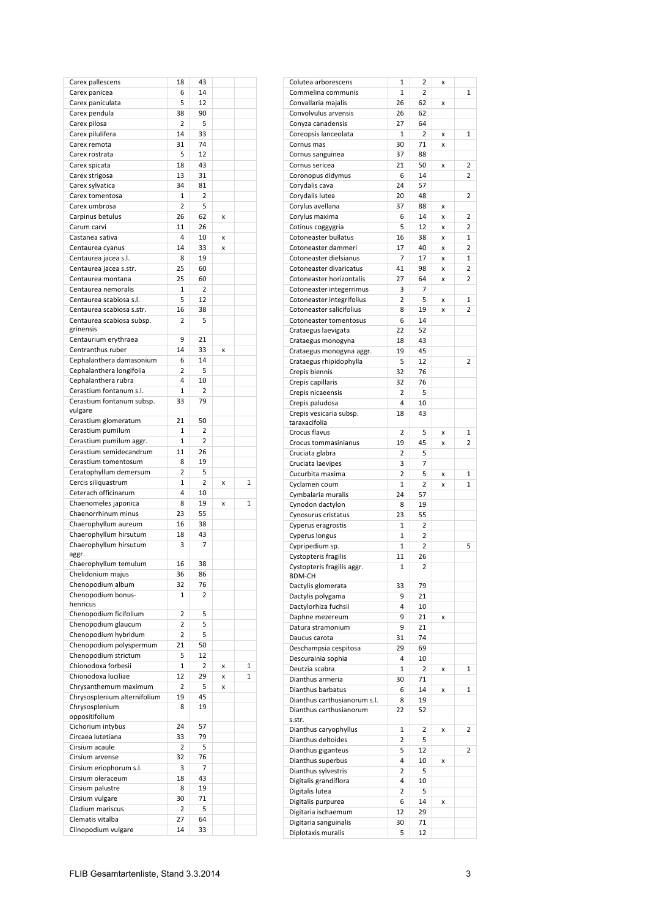| | | | | |
|---|---|---|---|---|
| Carex pallescens | 18 | 43 | | |
| Carex panicea | 6 | 14 | | |
| Carex paniculata | 5 | 12 | | |
| Carex pendula | 38 | 90 | | |
| Carex pilosa | 2 | 5 | | |
| Carex pilulifera | 14 | 33 | | |
| Carex remota | 31 | 74 | | |
| Carex rostrata | 5 | 12 | | |
| Carex spicata | 18 | 43 | | |
| Carex strigosa | 13 | 31 | | |
| Carex sylvatica | 34 | 81 | | |
| Carex tomentosa | 1 | 2 | | |
| Carex umbrosa | 2 | 5 | | |
| Carpinus betulus | 26 | 62 | x | |
| Carum carvi | 11 | 26 | | |
| Castanea sativa | 4 | 10 | x | |
| Centaurea cyanus | 14 | 33 | x | |
| Centaurea jacea s.l. | 8 | 19 | | |
| Centaurea jacea s.str. | 25 | 60 | | |
| Centaurea montana | 25 | 60 | | |
| Centaurea nemoralis | 1 | 2 | | |
| Centaurea scabiosa s.l. | 5 | 12 | | |
| Centaurea scabiosa s.str. | 16 | 38 | | |
| Centaurea scabiosa subsp. grinensis | 2 | 5 | | |
| Centaurium erythraea | 9 | 21 | | |
| Centranthus ruber | 14 | 33 | x | |
| Cephalanthera damasonium | 6 | 14 | | |
| Cephalanthera longifolia | 2 | 5 | | |
| Cephalanthera rubra | 4 | 10 | | |
| Cerastium fontanum s.l. | 1 | 2 | | |
| Cerastium fontanum subsp. vulgare | 33 | 79 | | |
| Cerastium glomeratum | 21 | 50 | | |
| Cerastium pumilum | 1 | 2 | | |
| Cerastium pumilum aggr. | 1 | 2 | | |
| Cerastium semidecandrum | 11 | 26 | | |
| Cerastium tomentosum | 8 | 19 | | |
| Ceratophyllum demersum | 2 | 5 | | |
| Cercis siliquastrum | 1 | 2 | x | 1 |
| Ceterach officinarum | 4 | 10 | | |
| Chaenomeles japonica | 8 | 19 | x | 1 |
| Chaenorrhinum minus | 23 | 55 | | |
| Chaerophyllum aureum | 16 | 38 | | |
| Chaerophyllum hirsutum | 18 | 43 | | |
| Chaerophyllum hirsutum aggr. | 3 | 7 | | |
| Chaerophyllum temulum | 16 | 38 | | |
| Chelidonium majus | 36 | 86 | | |
| Chenopodium album | 32 | 76 | | |
| Chenopodium bonus-henricus | 1 | 2 | | |
| Chenopodium ficifolium | 2 | 5 | | |
| Chenopodium glaucum | 2 | 5 | | |
| Chenopodium hybridum | 2 | 5 | | |
| Chenopodium polyspermum | 21 | 50 | | |
| Chenopodium strictum | 5 | 12 | | |
| Chionodoxa forbesii | 1 | 2 | x | 1 |
| Chionodoxa luciliae | 12 | 29 | x | 1 |
| Chrysanthemum maximum | 2 | 5 | x | |
| Chrysosplenium alternifolium | 19 | 45 | | |
| Chrysosplenium oppositifolium | 8 | 19 | | |
| Cichorium intybus | 24 | 57 | | |
| Circaea lutetiana | 33 | 79 | | |
| Cirsium acaule | 2 | 5 | | |
| Cirsium arvense | 32 | 76 | | |
| Cirsium eriophorum s.l. | 3 | 7 | | |
| Cirsium oleraceum | 18 | 43 | | |
| Cirsium palustre | 8 | 19 | | |
| Cirsium vulgare | 30 | 71 | | |
| Cladium mariscus | 2 | 5 | | |
| Clematis vitalba | 27 | 64 | | |
| Clinopodium vulgare | 14 | 33 | | |
| Colutea arborescens | 1 | 2 | x | |
| Commelina communis | 1 | 2 | | 1 |
| Convallaria majalis | 26 | 62 | x | |
| Convolvulus arvensis | 26 | 62 | | |
| Conyza canadensis | 27 | 64 | | |
| Coreopsis lanceolata | 1 | 2 | x | 1 |
| Cornus mas | 30 | 71 | x | |
| Cornus sanguinea | 37 | 88 | | |
| Cornus sericea | 21 | 50 | x | 2 |
| Coronopus didymus | 6 | 14 | | 2 |
| Corydalis cava | 24 | 57 | | |
| Corydalis lutea | 20 | 48 | | 2 |
| Corylus avellana | 37 | 88 | x | |
| Corylus maxima | 6 | 14 | x | 2 |
| Cotinus coggygria | 5 | 12 | x | 2 |
| Cotoneaster bullatus | 16 | 38 | x | 1 |
| Cotoneaster dammeri | 17 | 40 | x | 2 |
| Cotoneaster dielsianus | 7 | 17 | x | 1 |
| Cotoneaster divaricatus | 41 | 98 | x | 2 |
| Cotoneaster horizontalis | 27 | 64 | x | 2 |
| Cotoneaster integerrimus | 3 | 7 | | |
| Cotoneaster integrifolius | 2 | 5 | x | 1 |
| Cotoneaster salicifolius | 8 | 19 | x | 2 |
| Cotoneaster tomentosus | 6 | 14 | | |
| Crataegus laevigata | 22 | 52 | | |
| Crataegus monogyna | 18 | 43 | | |
| Crataegus monogyna aggr. | 19 | 45 | | |
| Crataegus rhipidophylla | 5 | 12 | | 2 |
| Crepis biennis | 32 | 76 | | |
| Crepis capillaris | 32 | 76 | | |
| Crepis nicaeensis | 2 | 5 | | |
| Crepis paludosa | 4 | 10 | | |
| Crepis vesicaria subsp. taraxacifolia | 18 | 43 | | |
| Crocus flavus | 2 | 5 | x | 1 |
| Crocus tommasinianus | 19 | 45 | x | 2 |
| Cruciata glabra | 2 | 5 | | |
| Cruciata laevipes | 3 | 7 | | |
| Cucurbita maxima | 2 | 5 | x | 1 |
| Cyclamen coum | 1 | 2 | x | 1 |
| Cymbalaria muralis | 24 | 57 | | |
| Cynodon dactylon | 8 | 19 | | |
| Cynosurus cristatus | 23 | 55 | | |
| Cyperus eragrostis | 1 | 2 | | |
| Cyperus longus | 1 | 2 | | |
| Cypripedium sp. | 1 | 2 | | 5 |
| Cystopteris fragilis | 11 | 26 | | |
| Cystopteris fragilis aggr. BDM-CH | 1 | 2 | | |
| Dactylis glomerata | 33 | 79 | | |
| Dactylis polygama | 9 | 21 | | |
| Dactylorhiza fuchsii | 4 | 10 | | |
| Daphne mezereum | 9 | 21 | x | |
| Datura stramonium | 9 | 21 | | |
| Daucus carota | 31 | 74 | | |
| Deschampsia cespitosa | 29 | 69 | | |
| Descurainia sophia | 4 | 10 | | |
| Deutzia scabra | 1 | 2 | x | 1 |
| Dianthus armeria | 30 | 71 | | |
| Dianthus barbatus | 6 | 14 | x | 1 |
| Dianthus carthusianorum s.l. | 8 | 19 | | |
| Dianthus carthusianorum s.str. | 22 | 52 | | |
| Dianthus caryophyllus | 1 | 2 | x | 2 |
| Dianthus deltoides | 2 | 5 | | |
| Dianthus giganteus | 5 | 12 | | 2 |
| Dianthus superbus | 4 | 10 | x | |
| Dianthus sylvestris | 2 | 5 | | |
| Digitalis grandiflora | 4 | 10 | | |
| Digitalis lutea | 2 | 5 | | |
| Digitalis purpurea | 6 | 14 | x | |
| Digitaria ischaemum | 12 | 29 | | |
| Digitaria sanguinalis | 30 | 71 | | |
| Diplotaxis muralis | 5 | 12 | | |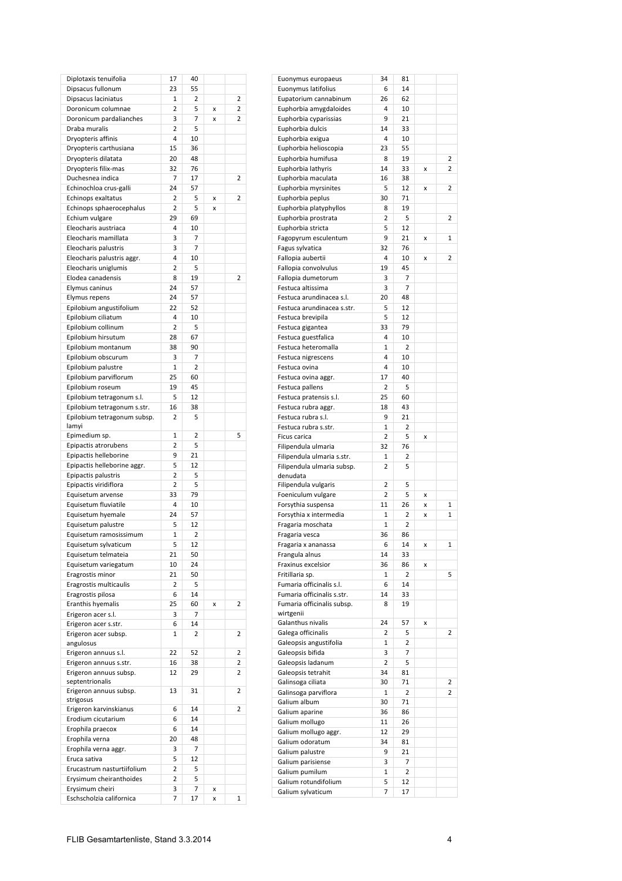| | | | | |
|---|---|---|---|---|
| Diplotaxis tenuifolia | 17 | 40 | | |
| Dipsacus fullonum | 23 | 55 | | |
| Dipsacus laciniatus | 1 | 2 | | 2 |
| Doronicum columnae | 2 | 5 | x | 2 |
| Doronicum pardalianches | 3 | 7 | x | 2 |
| Draba muralis | 2 | 5 | | |
| Dryopteris affinis | 4 | 10 | | |
| Dryopteris carthusiana | 15 | 36 | | |
| Dryopteris dilatata | 20 | 48 | | |
| Dryopteris filix-mas | 32 | 76 | | |
| Duchesnea indica | 7 | 17 | | 2 |
| Echinochloa crus-galli | 24 | 57 | | |
| Echinops exaltatus | 2 | 5 | x | 2 |
| Echinops sphaerocephalus | 2 | 5 | x | |
| Echium vulgare | 29 | 69 | | |
| Eleocharis austriaca | 4 | 10 | | |
| Eleocharis mamillata | 3 | 7 | | |
| Eleocharis palustris | 3 | 7 | | |
| Eleocharis palustris aggr. | 4 | 10 | | |
| Eleocharis uniglumis | 2 | 5 | | |
| Elodea canadensis | 8 | 19 | | 2 |
| Elymus caninus | 24 | 57 | | |
| Elymus repens | 24 | 57 | | |
| Epilobium angustifolium | 22 | 52 | | |
| Epilobium ciliatum | 4 | 10 | | |
| Epilobium collinum | 2 | 5 | | |
| Epilobium hirsutum | 28 | 67 | | |
| Epilobium montanum | 38 | 90 | | |
| Epilobium obscurum | 3 | 7 | | |
| Epilobium palustre | 1 | 2 | | |
| Epilobium parviflorum | 25 | 60 | | |
| Epilobium roseum | 19 | 45 | | |
| Epilobium tetragonum s.l. | 5 | 12 | | |
| Epilobium tetragonum s.str. | 16 | 38 | | |
| Epilobium tetragonum subsp. lamyi | 2 | 5 | | |
| Epimedium sp. | 1 | 2 | | 5 |
| Epipactis atrorubens | 2 | 5 | | |
| Epipactis helleborine | 9 | 21 | | |
| Epipactis helleborine aggr. | 5 | 12 | | |
| Epipactis palustris | 2 | 5 | | |
| Epipactis viridiflora | 2 | 5 | | |
| Equisetum arvense | 33 | 79 | | |
| Equisetum fluviatile | 4 | 10 | | |
| Equisetum hyemale | 24 | 57 | | |
| Equisetum palustre | 5 | 12 | | |
| Equisetum ramosissimum | 1 | 2 | | |
| Equisetum sylvaticum | 5 | 12 | | |
| Equisetum telmateia | 21 | 50 | | |
| Equisetum variegatum | 10 | 24 | | |
| Eragrostis minor | 21 | 50 | | |
| Eragrostis multicaulis | 2 | 5 | | |
| Eragrostis pilosa | 6 | 14 | | |
| Eranthis hyemalis | 25 | 60 | x | 2 |
| Erigeron acer s.l. | 3 | 7 | | |
| Erigeron acer s.str. | 6 | 14 | | |
| Erigeron acer subsp. angulosus | 1 | 2 | | 2 |
| Erigeron annuus s.l. | 22 | 52 | | 2 |
| Erigeron annuus s.str. | 16 | 38 | | 2 |
| Erigeron annuus subsp. septentrionalis | 12 | 29 | | 2 |
| Erigeron annuus subsp. strigosus | 13 | 31 | | 2 |
| Erigeron karvinskianus | 6 | 14 | | 2 |
| Erodium cicutarium | 6 | 14 | | |
| Erophila praecox | 6 | 14 | | |
| Erophila verna | 20 | 48 | | |
| Erophila verna aggr. | 3 | 7 | | |
| Eruca sativa | 5 | 12 | | |
| Erucastrum nasturtiifolium | 2 | 5 | | |
| Erysimum cheiranthoides | 2 | 5 | | |
| Erysimum cheiri | 3 | 7 | x | |
| Eschscholzia californica | 7 | 17 | x | 1 |
| Euonymus europaeus | 34 | 81 | | |
| Euonymus latifolius | 6 | 14 | | |
| Eupatorium cannabinum | 26 | 62 | | |
| Euphorbia amygdaloides | 4 | 10 | | |
| Euphorbia cyparissias | 9 | 21 | | |
| Euphorbia dulcis | 14 | 33 | | |
| Euphorbia exigua | 4 | 10 | | |
| Euphorbia helioscopia | 23 | 55 | | |
| Euphorbia humifusa | 8 | 19 | | 2 |
| Euphorbia lathyris | 14 | 33 | x | 2 |
| Euphorbia maculata | 16 | 38 | | |
| Euphorbia myrsinites | 5 | 12 | x | 2 |
| Euphorbia peplus | 30 | 71 | | |
| Euphorbia platyphyllos | 8 | 19 | | |
| Euphorbia prostrata | 2 | 5 | | 2 |
| Euphorbia stricta | 5 | 12 | | |
| Fagopyrum esculentum | 9 | 21 | x | 1 |
| Fagus sylvatica | 32 | 76 | | |
| Fallopia aubertii | 4 | 10 | x | 2 |
| Fallopia convolvulus | 19 | 45 | | |
| Fallopia dumetorum | 3 | 7 | | |
| Festuca altissima | 3 | 7 | | |
| Festuca arundinacea s.l. | 20 | 48 | | |
| Festuca arundinacea s.str. | 5 | 12 | | |
| Festuca brevipila | 5 | 12 | | |
| Festuca gigantea | 33 | 79 | | |
| Festuca guestfalica | 4 | 10 | | |
| Festuca heteromalla | 1 | 2 | | |
| Festuca nigrescens | 4 | 10 | | |
| Festuca ovina | 4 | 10 | | |
| Festuca ovina aggr. | 17 | 40 | | |
| Festuca pallens | 2 | 5 | | |
| Festuca pratensis s.l. | 25 | 60 | | |
| Festuca rubra aggr. | 18 | 43 | | |
| Festuca rubra s.l. | 9 | 21 | | |
| Festuca rubra s.str. | 1 | 2 | | |
| Ficus carica | 2 | 5 | x | |
| Filipendula ulmaria | 32 | 76 | | |
| Filipendula ulmaria s.str. | 1 | 2 | | |
| Filipendula ulmaria subsp. denudata | 2 | 5 | | |
| Filipendula vulgaris | 2 | 5 | | |
| Foeniculum vulgare | 2 | 5 | x | |
| Forsythia suspensa | 11 | 26 | x | 1 |
| Forsythia x intermedia | 1 | 2 | x | 1 |
| Fragaria moschata | 1 | 2 | | |
| Fragaria vesca | 36 | 86 | | |
| Fragaria x ananassa | 6 | 14 | x | 1 |
| Frangula alnus | 14 | 33 | | |
| Fraxinus excelsior | 36 | 86 | x | |
| Fritillaria sp. | 1 | 2 | | 5 |
| Fumaria officinalis s.l. | 6 | 14 | | |
| Fumaria officinalis s.str. | 14 | 33 | | |
| Fumaria officinalis subsp. wirtgenii | 8 | 19 | | |
| Galanthus nivalis | 24 | 57 | x | |
| Galega officinalis | 2 | 5 | | 2 |
| Galeopsis angustifolia | 1 | 2 | | |
| Galeopsis bifida | 3 | 7 | | |
| Galeopsis ladanum | 2 | 5 | | |
| Galeopsis tetrahit | 34 | 81 | | |
| Galinsoga ciliata | 30 | 71 | | 2 |
| Galinsoga parviflora | 1 | 2 | | 2 |
| Galium album | 30 | 71 | | |
| Galium aparine | 36 | 86 | | |
| Galium mollugo | 11 | 26 | | |
| Galium mollugo aggr. | 12 | 29 | | |
| Galium odoratum | 34 | 81 | | |
| Galium palustre | 9 | 21 | | |
| Galium parisiense | 3 | 7 | | |
| Galium pumilum | 1 | 2 | | |
| Galium rotundifolium | 5 | 12 | | |
| Galium sylvaticum | 7 | 17 | | |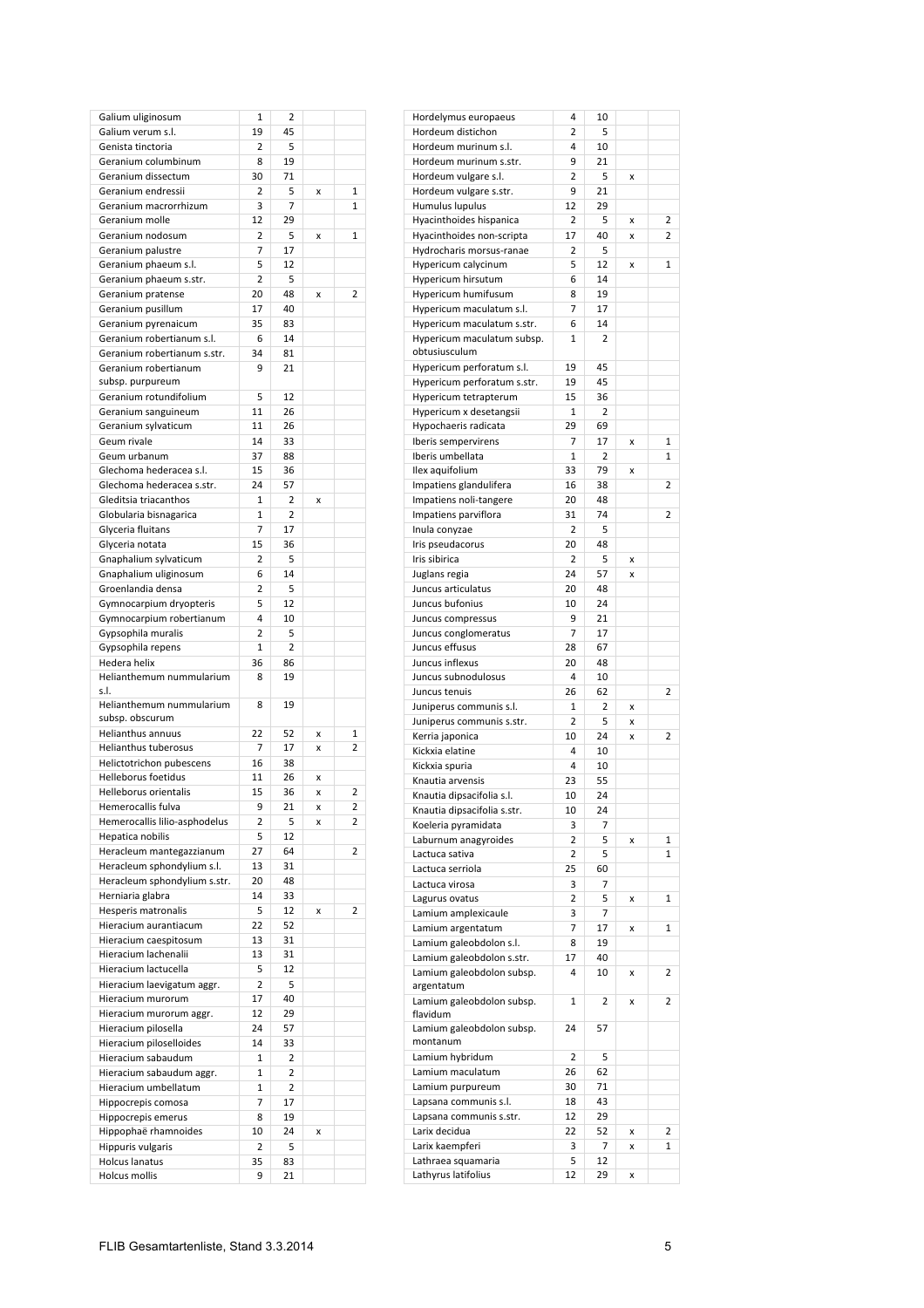| | | | | |
|---|---|---|---|---|
| Galium uliginosum | 1 | 2 | | |
| Galium verum s.l. | 19 | 45 | | |
| Genista tinctoria | 2 | 5 | | |
| Geranium columbinum | 8 | 19 | | |
| Geranium dissectum | 30 | 71 | | |
| Geranium endressii | 2 | 5 | x | 1 |
| Geranium macrorrhizum | 3 | 7 | | 1 |
| Geranium molle | 12 | 29 | | |
| Geranium nodosum | 2 | 5 | x | 1 |
| Geranium palustre | 7 | 17 | | |
| Geranium phaeum s.l. | 5 | 12 | | |
| Geranium phaeum s.str. | 2 | 5 | | |
| Geranium pratense | 20 | 48 | x | 2 |
| Geranium pusillum | 17 | 40 | | |
| Geranium pyrenaicum | 35 | 83 | | |
| Geranium robertianum s.l. | 6 | 14 | | |
| Geranium robertianum s.str. | 34 | 81 | | |
| Geranium robertianum subsp. purpureum | 9 | 21 | | |
| Geranium rotundifolium | 5 | 12 | | |
| Geranium sanguineum | 11 | 26 | | |
| Geranium sylvaticum | 11 | 26 | | |
| Geum rivale | 14 | 33 | | |
| Geum urbanum | 37 | 88 | | |
| Glechoma hederacea s.l. | 15 | 36 | | |
| Glechoma hederacea s.str. | 24 | 57 | | |
| Gleditsia triacanthos | 1 | 2 | x | |
| Globularia bisnagarica | 1 | 2 | | |
| Glyceria fluitans | 7 | 17 | | |
| Glyceria notata | 15 | 36 | | |
| Gnaphalium sylvaticum | 2 | 5 | | |
| Gnaphalium uliginosum | 6 | 14 | | |
| Groenlandia densa | 2 | 5 | | |
| Gymnocarpium dryopteris | 5 | 12 | | |
| Gymnocarpium robertianum | 4 | 10 | | |
| Gypsophila muralis | 2 | 5 | | |
| Gypsophila repens | 1 | 2 | | |
| Hedera helix | 36 | 86 | | |
| Helianthemum nummularium s.l. | 8 | 19 | | |
| Helianthemum nummularium subsp. obscurum | 8 | 19 | | |
| Helianthus annuus | 22 | 52 | x | 1 |
| Helianthus tuberosus | 7 | 17 | x | 2 |
| Helictotrichon pubescens | 16 | 38 | | |
| Helleborus foetidus | 11 | 26 | x | |
| Helleborus orientalis | 15 | 36 | x | 2 |
| Hemerocallis fulva | 9 | 21 | x | 2 |
| Hemerocallis lilio-asphodelus | 2 | 5 | x | 2 |
| Hepatica nobilis | 5 | 12 | | |
| Heracleum mantegazzianum | 27 | 64 | | 2 |
| Heracleum sphondylium s.l. | 13 | 31 | | |
| Heracleum sphondylium s.str. | 20 | 48 | | |
| Herniaria glabra | 14 | 33 | | |
| Hesperis matronalis | 5 | 12 | x | 2 |
| Hieracium aurantiacum | 22 | 52 | | |
| Hieracium caespitosum | 13 | 31 | | |
| Hieracium lachenalii | 13 | 31 | | |
| Hieracium lactucella | 5 | 12 | | |
| Hieracium laevigatum aggr. | 2 | 5 | | |
| Hieracium murorum | 17 | 40 | | |
| Hieracium murorum aggr. | 12 | 29 | | |
| Hieracium pilosella | 24 | 57 | | |
| Hieracium piloselloides | 14 | 33 | | |
| Hieracium sabaudum | 1 | 2 | | |
| Hieracium sabaudum aggr. | 1 | 2 | | |
| Hieracium umbellatum | 1 | 2 | | |
| Hippocrepis comosa | 7 | 17 | | |
| Hippocrepis emerus | 8 | 19 | | |
| Hippophaë rhamnoides | 10 | 24 | x | |
| Hippuris vulgaris | 2 | 5 | | |
| Holcus lanatus | 35 | 83 | | |
| Holcus mollis | 9 | 21 | | |
| Hordelymus europaeus | 4 | 10 | | |
| Hordeum distichon | 2 | 5 | | |
| Hordeum murinum s.l. | 4 | 10 | | |
| Hordeum murinum s.str. | 9 | 21 | | |
| Hordeum vulgare s.l. | 2 | 5 | x | |
| Hordeum vulgare s.str. | 9 | 21 | | |
| Humulus lupulus | 12 | 29 | | |
| Hyacinthoides hispanica | 2 | 5 | x | 2 |
| Hyacinthoides non-scripta | 17 | 40 | x | 2 |
| Hydrocharis morsus-ranae | 2 | 5 | | |
| Hypericum calycinum | 5 | 12 | x | 1 |
| Hypericum hirsutum | 6 | 14 | | |
| Hypericum humifusum | 8 | 19 | | |
| Hypericum maculatum s.l. | 7 | 17 | | |
| Hypericum maculatum s.str. | 6 | 14 | | |
| Hypericum maculatum subsp. obtusiusculum | 1 | 2 | | |
| Hypericum perforatum s.l. | 19 | 45 | | |
| Hypericum perforatum s.str. | 19 | 45 | | |
| Hypericum tetrapterum | 15 | 36 | | |
| Hypericum x desetangsii | 1 | 2 | | |
| Hypochaeris radicata | 29 | 69 | | |
| Iberis sempervirens | 7 | 17 | x | 1 |
| Iberis umbellata | 1 | 2 | | 1 |
| Ilex aquifolium | 33 | 79 | x | |
| Impatiens glandulifera | 16 | 38 | | 2 |
| Impatiens noli-tangere | 20 | 48 | | |
| Impatiens parviflora | 31 | 74 | | 2 |
| Inula conyzae | 2 | 5 | | |
| Iris pseudacorus | 20 | 48 | | |
| Iris sibirica | 2 | 5 | x | |
| Juglans regia | 24 | 57 | x | |
| Juncus articulatus | 20 | 48 | | |
| Juncus bufonius | 10 | 24 | | |
| Juncus compressus | 9 | 21 | | |
| Juncus conglomeratus | 7 | 17 | | |
| Juncus effusus | 28 | 67 | | |
| Juncus inflexus | 20 | 48 | | |
| Juncus subnodulosus | 4 | 10 | | |
| Juncus tenuis | 26 | 62 | | 2 |
| Juniperus communis s.l. | 1 | 2 | x | |
| Juniperus communis s.str. | 2 | 5 | x | |
| Kerria japonica | 10 | 24 | x | 2 |
| Kickxia elatine | 4 | 10 | | |
| Kickxia spuria | 4 | 10 | | |
| Knautia arvensis | 23 | 55 | | |
| Knautia dipsacifolia s.l. | 10 | 24 | | |
| Knautia dipsacifolia s.str. | 10 | 24 | | |
| Koeleria pyramidata | 3 | 7 | | |
| Laburnum anagyroides | 2 | 5 | x | 1 |
| Lactuca sativa | 2 | 5 | | 1 |
| Lactuca serriola | 25 | 60 | | |
| Lactuca virosa | 3 | 7 | | |
| Lagurus ovatus | 2 | 5 | x | 1 |
| Lamium amplexicaule | 3 | 7 | | |
| Lamium argentatum | 7 | 17 | x | 1 |
| Lamium galeobdolon s.l. | 8 | 19 | | |
| Lamium galeobdolon s.str. | 17 | 40 | | |
| Lamium galeobdolon subsp. argentatum | 4 | 10 | x | 2 |
| Lamium galeobdolon subsp. flavidum | 1 | 2 | x | 2 |
| Lamium galeobdolon subsp. montanum | 24 | 57 | | |
| Lamium hybridum | 2 | 5 | | |
| Lamium maculatum | 26 | 62 | | |
| Lamium purpureum | 30 | 71 | | |
| Lapsana communis s.l. | 18 | 43 | | |
| Lapsana communis s.str. | 12 | 29 | | |
| Larix decidua | 22 | 52 | x | 2 |
| Larix kaempferi | 3 | 7 | x | 1 |
| Lathraea squamaria | 5 | 12 | | |
| Lathyrus latifolius | 12 | 29 | x | |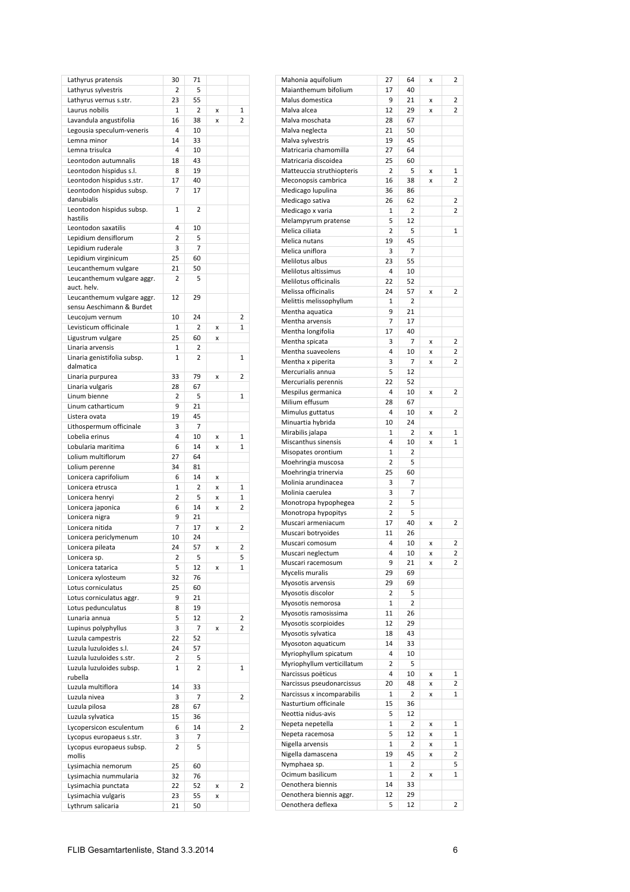| | | | | |
|---|---|---|---|---|
| Lathyrus pratensis | 30 | 71 | | |
| Lathyrus sylvestris | 2 | 5 | | |
| Lathyrus vernus s.str. | 23 | 55 | | |
| Laurus nobilis | 1 | 2 | x | 1 |
| Lavandula angustifolia | 16 | 38 | x | 2 |
| Legousia speculum-veneris | 4 | 10 | | |
| Lemna minor | 14 | 33 | | |
| Lemna trisulca | 4 | 10 | | |
| Leontodon autumnalis | 18 | 43 | | |
| Leontodon hispidus s.l. | 8 | 19 | | |
| Leontodon hispidus s.str. | 17 | 40 | | |
| Leontodon hispidus subsp. danubialis | 7 | 17 | | |
| Leontodon hispidus subsp. hastilis | 1 | 2 | | |
| Leontodon saxatilis | 4 | 10 | | |
| Lepidium densiflorum | 2 | 5 | | |
| Lepidium ruderale | 3 | 7 | | |
| Lepidium virginicum | 25 | 60 | | |
| Leucanthemum vulgare | 21 | 50 | | |
| Leucanthemum vulgare aggr. auct. helv. | 2 | 5 | | |
| Leucanthemum vulgare aggr. sensu Aeschimann & Burdet | 12 | 29 | | |
| Leucojum vernum | 10 | 24 | | 2 |
| Levisticum officinale | 1 | 2 | x | 1 |
| Ligustrum vulgare | 25 | 60 | x | |
| Linaria arvensis | 1 | 2 | | |
| Linaria genistifolia subsp. dalmatica | 1 | 2 | | 1 |
| Linaria purpurea | 33 | 79 | x | 2 |
| Linaria vulgaris | 28 | 67 | | |
| Linum bienne | 2 | 5 | | 1 |
| Linum catharticum | 9 | 21 | | |
| Listera ovata | 19 | 45 | | |
| Lithospermum officinale | 3 | 7 | | |
| Lobelia erinus | 4 | 10 | x | 1 |
| Lobularia maritima | 6 | 14 | x | 1 |
| Lolium multiflorum | 27 | 64 | | |
| Lolium perenne | 34 | 81 | | |
| Lonicera caprifolium | 6 | 14 | x | |
| Lonicera etrusca | 1 | 2 | x | 1 |
| Lonicera henryi | 2 | 5 | x | 1 |
| Lonicera japonica | 6 | 14 | x | 2 |
| Lonicera nigra | 9 | 21 | | |
| Lonicera nitida | 7 | 17 | x | 2 |
| Lonicera periclymenum | 10 | 24 | | |
| Lonicera pileata | 24 | 57 | x | 2 |
| Lonicera sp. | 2 | 5 | | 5 |
| Lonicera tatarica | 5 | 12 | x | 1 |
| Lonicera xylosteum | 32 | 76 | | |
| Lotus corniculatus | 25 | 60 | | |
| Lotus corniculatus aggr. | 9 | 21 | | |
| Lotus pedunculatus | 8 | 19 | | |
| Lunaria annua | 5 | 12 | | 2 |
| Lupinus polyphyllus | 3 | 7 | x | 2 |
| Luzula campestris | 22 | 52 | | |
| Luzula luzuloides s.l. | 24 | 57 | | |
| Luzula luzuloides s.str. | 2 | 5 | | |
| Luzula luzuloides subsp. rubella | 1 | 2 | | 1 |
| Luzula multiflora | 14 | 33 | | |
| Luzula nivea | 3 | 7 | | 2 |
| Luzula pilosa | 28 | 67 | | |
| Luzula sylvatica | 15 | 36 | | |
| Lycopersicon esculentum | 6 | 14 | | 2 |
| Lycopus europaeus s.str. | 3 | 7 | | |
| Lycopus europaeus subsp. mollis | 2 | 5 | | |
| Lysimachia nemorum | 25 | 60 | | |
| Lysimachia nummularia | 32 | 76 | | |
| Lysimachia punctata | 22 | 52 | x | 2 |
| Lysimachia vulgaris | 23 | 55 | x | |
| Lythrum salicaria | 21 | 50 | | |
| Mahonia aquifolium | 27 | 64 | x | 2 |
| Maianthemum bifolium | 17 | 40 | | |
| Malus domestica | 9 | 21 | x | 2 |
| Malva alcea | 12 | 29 | x | 2 |
| Malva moschata | 28 | 67 | | |
| Malva neglecta | 21 | 50 | | |
| Malva sylvestris | 19 | 45 | | |
| Matricaria chamomilla | 27 | 64 | | |
| Matricaria discoidea | 25 | 60 | | |
| Matteuccia struthiopteris | 2 | 5 | x | 1 |
| Meconopsis cambrica | 16 | 38 | x | 2 |
| Medicago lupulina | 36 | 86 | | |
| Medicago sativa | 26 | 62 | | 2 |
| Medicago x varia | 1 | 2 | | 2 |
| Melampyrum pratense | 5 | 12 | | |
| Melica ciliata | 2 | 5 | | 1 |
| Melica nutans | 19 | 45 | | |
| Melica uniflora | 3 | 7 | | |
| Melilotus albus | 23 | 55 | | |
| Melilotus altissimus | 4 | 10 | | |
| Melilotus officinalis | 22 | 52 | | |
| Melissa officinalis | 24 | 57 | x | 2 |
| Melittis melissophyllum | 1 | 2 | | |
| Mentha aquatica | 9 | 21 | | |
| Mentha arvensis | 7 | 17 | | |
| Mentha longifolia | 17 | 40 | | |
| Mentha spicata | 3 | 7 | x | 2 |
| Mentha suaveolens | 4 | 10 | x | 2 |
| Mentha x piperita | 3 | 7 | x | 2 |
| Mercurialis annua | 5 | 12 | | |
| Mercurialis perennis | 22 | 52 | | |
| Mespilus germanica | 4 | 10 | x | 2 |
| Milium effusum | 28 | 67 | | |
| Mimulus guttatus | 4 | 10 | x | 2 |
| Minuartia hybrida | 10 | 24 | | |
| Mirabilis jalapa | 1 | 2 | x | 1 |
| Miscanthus sinensis | 4 | 10 | x | 1 |
| Misopates orontium | 1 | 2 | | |
| Moehringia muscosa | 2 | 5 | | |
| Moehringia trinervia | 25 | 60 | | |
| Molinia arundinacea | 3 | 7 | | |
| Molinia caerulea | 3 | 7 | | |
| Monotropa hypophegea | 2 | 5 | | |
| Monotropa hypopitys | 2 | 5 | | |
| Muscari armeniacum | 17 | 40 | x | 2 |
| Muscari botryoides | 11 | 26 | | |
| Muscari comosum | 4 | 10 | x | 2 |
| Muscari neglectum | 4 | 10 | x | 2 |
| Muscari racemosum | 9 | 21 | x | 2 |
| Mycelis muralis | 29 | 69 | | |
| Myosotis arvensis | 29 | 69 | | |
| Myosotis discolor | 2 | 5 | | |
| Myosotis nemorosa | 1 | 2 | | |
| Myosotis ramosissima | 11 | 26 | | |
| Myosotis scorpioides | 12 | 29 | | |
| Myosotis sylvatica | 18 | 43 | | |
| Myosoton aquaticum | 14 | 33 | | |
| Myriophyllum spicatum | 4 | 10 | | |
| Myriophyllum verticillatum | 2 | 5 | | |
| Narcissus poëticus | 4 | 10 | x | 1 |
| Narcissus pseudonarcissus | 20 | 48 | x | 2 |
| Narcissus x incomparabilis | 1 | 2 | x | 1 |
| Nasturtium officinale | 15 | 36 | | |
| Neottia nidus-avis | 5 | 12 | | |
| Nepeta nepetella | 1 | 2 | x | 1 |
| Nepeta racemosa | 5 | 12 | x | 1 |
| Nigella arvensis | 1 | 2 | x | 1 |
| Nigella damascena | 19 | 45 | x | 2 |
| Nymphaea sp. | 1 | 2 | | 5 |
| Ocimum basilicum | 1 | 2 | x | 1 |
| Oenothera biennis | 14 | 33 | | |
| Oenothera biennis aggr. | 12 | 29 | | |
| Oenothera deflexa | 5 | 12 | | 2 |

FLIB Gesamtartenliste, Stand 3.3.2014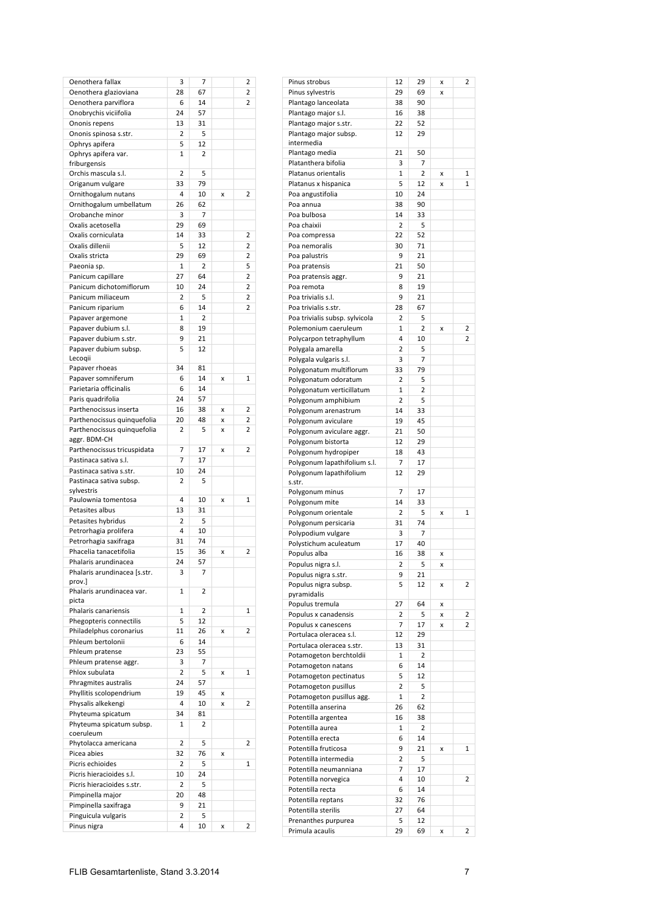| | | | | |
|---|---|---|---|---|
| Oenothera fallax | 3 | 7 | | 2 |
| Oenothera glazioviana | 28 | 67 | | 2 |
| Oenothera parviflora | 6 | 14 | | 2 |
| Onobrychis viciifolia | 24 | 57 | | |
| Ononis repens | 13 | 31 | | |
| Ononis spinosa s.str. | 2 | 5 | | |
| Ophrys apifera | 5 | 12 | | |
| Ophrys apifera var. friburgensis | 1 | 2 | | |
| Orchis mascula s.l. | 2 | 5 | | |
| Origanum vulgare | 33 | 79 | | |
| Ornithogalum nutans | 4 | 10 | x | 2 |
| Ornithogalum umbellatum | 26 | 62 | | |
| Orobanche minor | 3 | 7 | | |
| Oxalis acetosella | 29 | 69 | | |
| Oxalis corniculata | 14 | 33 | | 2 |
| Oxalis dillenii | 5 | 12 | | 2 |
| Oxalis stricta | 29 | 69 | | 2 |
| Paeonia sp. | 1 | 2 | | 5 |
| Panicum capillare | 27 | 64 | | 2 |
| Panicum dichotomiflorum | 10 | 24 | | 2 |
| Panicum miliaceum | 2 | 5 | | 2 |
| Panicum riparium | 6 | 14 | | 2 |
| Papaver argemone | 1 | 2 | | |
| Papaver dubium s.l. | 8 | 19 | | |
| Papaver dubium s.str. | 9 | 21 | | |
| Papaver dubium subsp. Lecoqii | 5 | 12 | | |
| Papaver rhoeas | 34 | 81 | | |
| Papaver somniferum | 6 | 14 | x | 1 |
| Parietaria officinalis | 6 | 14 | | |
| Paris quadrifolia | 24 | 57 | | |
| Parthenocissus inserta | 16 | 38 | x | 2 |
| Parthenocissus quinquefolia | 20 | 48 | x | 2 |
| Parthenocissus quinquefolia aggr. BDM-CH | 2 | 5 | x | 2 |
| Parthenocissus tricuspidata | 7 | 17 | x | 2 |
| Pastinaca sativa s.l. | 7 | 17 | | |
| Pastinaca sativa s.str. | 10 | 24 | | |
| Pastinaca sativa subsp. sylvestris | 2 | 5 | | |
| Paulownia tomentosa | 4 | 10 | x | 1 |
| Petasites albus | 13 | 31 | | |
| Petasites hybridus | 2 | 5 | | |
| Petrorhagia prolifera | 4 | 10 | | |
| Petrorhagia saxifraga | 31 | 74 | | |
| Phacelia tanacetifolia | 15 | 36 | x | 2 |
| Phalaris arundinacea | 24 | 57 | | |
| Phalaris arundinacea [s.str. prov.] | 3 | 7 | | |
| Phalaris arundinacea var. picta | 1 | 2 | | |
| Phalaris canariensis | 1 | 2 | | 1 |
| Phegopteris connectilis | 5 | 12 | | |
| Philadelphus coronarius | 11 | 26 | x | 2 |
| Phleum bertolonii | 6 | 14 | | |
| Phleum pratense | 23 | 55 | | |
| Phleum pratense aggr. | 3 | 7 | | |
| Phlox subulata | 2 | 5 | x | 1 |
| Phragmites australis | 24 | 57 | | |
| Phyllitis scolopendrium | 19 | 45 | x | |
| Physalis alkekengi | 4 | 10 | x | 2 |
| Phyteuma spicatum | 34 | 81 | | |
| Phyteuma spicatum subsp. coeruleum | 1 | 2 | | |
| Phytolacca americana | 2 | 5 | | 2 |
| Picea abies | 32 | 76 | x | |
| Picris echioides | 2 | 5 | | 1 |
| Picris hieracioides s.l. | 10 | 24 | | |
| Picris hieracioides s.str. | 2 | 5 | | |
| Pimpinella major | 20 | 48 | | |
| Pimpinella saxifraga | 9 | 21 | | |
| Pinguicula vulgaris | 2 | 5 | | |
| Pinus nigra | 4 | 10 | x | 2 |
| Pinus strobus | 12 | 29 | x | 2 |
| Pinus sylvestris | 29 | 69 | x | |
| Plantago lanceolata | 38 | 90 | | |
| Plantago major s.l. | 16 | 38 | | |
| Plantago major s.str. | 22 | 52 | | |
| Plantago major subsp. intermedia | 12 | 29 | | |
| Plantago media | 21 | 50 | | |
| Platanthera bifolia | 3 | 7 | | |
| Platanus orientalis | 1 | 2 | x | 1 |
| Platanus x hispanica | 5 | 12 | x | 1 |
| Poa angustifolia | 10 | 24 | | |
| Poa annua | 38 | 90 | | |
| Poa bulbosa | 14 | 33 | | |
| Poa chaixii | 2 | 5 | | |
| Poa compressa | 22 | 52 | | |
| Poa nemoralis | 30 | 71 | | |
| Poa palustris | 9 | 21 | | |
| Poa pratensis | 21 | 50 | | |
| Poa pratensis aggr. | 9 | 21 | | |
| Poa remota | 8 | 19 | | |
| Poa trivialis s.l. | 9 | 21 | | |
| Poa trivialis s.str. | 28 | 67 | | |
| Poa trivialis subsp. sylvicola | 2 | 5 | | |
| Polemonium caeruleum | 1 | 2 | x | 2 |
| Polycarpon tetraphyllum | 4 | 10 | | 2 |
| Polygala amarella | 2 | 5 | | |
| Polygala vulgaris s.l. | 3 | 7 | | |
| Polygonatum multiflorum | 33 | 79 | | |
| Polygonatum odoratum | 2 | 5 | | |
| Polygonatum verticillatum | 1 | 2 | | |
| Polygonum amphibium | 2 | 5 | | |
| Polygonum arenastrum | 14 | 33 | | |
| Polygonum aviculare | 19 | 45 | | |
| Polygonum aviculare aggr. | 21 | 50 | | |
| Polygonum bistorta | 12 | 29 | | |
| Polygonum hydropiper | 18 | 43 | | |
| Polygonum lapathifolium s.l. | 7 | 17 | | |
| Polygonum lapathifolium s.str. | 12 | 29 | | |
| Polygonum minus | 7 | 17 | | |
| Polygonum mite | 14 | 33 | | |
| Polygonum orientale | 2 | 5 | x | 1 |
| Polygonum persicaria | 31 | 74 | | |
| Polypodium vulgare | 3 | 7 | | |
| Polystichum aculeatum | 17 | 40 | | |
| Populus alba | 16 | 38 | x | |
| Populus nigra s.l. | 2 | 5 | x | |
| Populus nigra s.str. | 9 | 21 | | |
| Populus nigra subsp. pyramidalis | 5 | 12 | x | 2 |
| Populus tremula | 27 | 64 | x | |
| Populus x canadensis | 2 | 5 | x | 2 |
| Populus x canescens | 7 | 17 | x | 2 |
| Portulaca oleracea s.l. | 12 | 29 | | |
| Portulaca oleracea s.str. | 13 | 31 | | |
| Potamogeton berchtoldii | 1 | 2 | | |
| Potamogeton natans | 6 | 14 | | |
| Potamogeton pectinatus | 5 | 12 | | |
| Potamogeton pusillus | 2 | 5 | | |
| Potamogeton pusillus agg. | 1 | 2 | | |
| Potentilla anserina | 26 | 62 | | |
| Potentilla argentea | 16 | 38 | | |
| Potentilla aurea | 1 | 2 | | |
| Potentilla erecta | 6 | 14 | | |
| Potentilla fruticosa | 9 | 21 | x | 1 |
| Potentilla intermedia | 2 | 5 | | |
| Potentilla neumanniana | 7 | 17 | | |
| Potentilla norvegica | 4 | 10 | | 2 |
| Potentilla recta | 6 | 14 | | |
| Potentilla reptans | 32 | 76 | | |
| Potentilla sterilis | 27 | 64 | | |
| Prenanthes purpurea | 5 | 12 | | |
| Primula acaulis | 29 | 69 | x | 2 |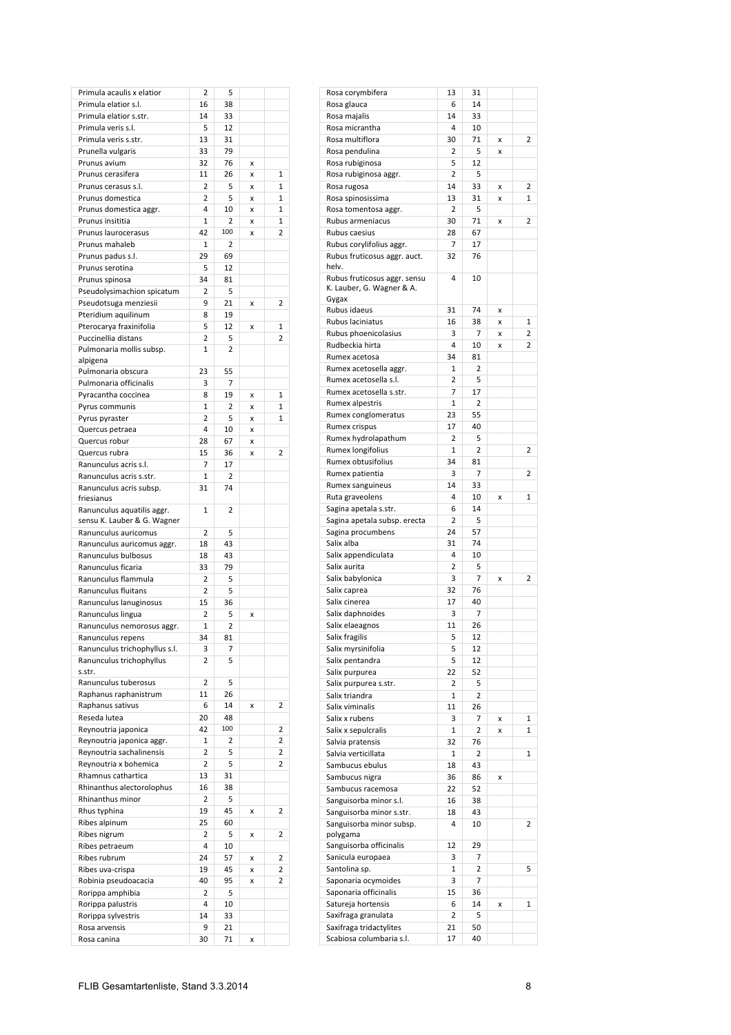| | | | | |
|---|---|---|---|---|
| Primula acaulis x elatior | 2 | 5 | | |
| Primula elatior s.l. | 16 | 38 | | |
| Primula elatior s.str. | 14 | 33 | | |
| Primula veris s.l. | 5 | 12 | | |
| Primula veris s.str. | 13 | 31 | | |
| Prunella vulgaris | 33 | 79 | | |
| Prunus avium | 32 | 76 | x | |
| Prunus cerasifera | 11 | 26 | x | 1 |
| Prunus cerasus s.l. | 2 | 5 | x | 1 |
| Prunus domestica | 2 | 5 | x | 1 |
| Prunus domestica aggr. | 4 | 10 | x | 1 |
| Prunus insititia | 1 | 2 | x | 1 |
| Prunus laurocerasus | 42 | 100 | x | 2 |
| Prunus mahaleb | 1 | 2 | | |
| Prunus padus s.l. | 29 | 69 | | |
| Prunus serotina | 5 | 12 | | |
| Prunus spinosa | 34 | 81 | | |
| Pseudolysimachion spicatum | 2 | 5 | | |
| Pseudotsuga menziesii | 9 | 21 | x | 2 |
| Pteridium aquilinum | 8 | 19 | | |
| Pterocarya fraxinifolia | 5 | 12 | x | 1 |
| Puccinellia distans | 2 | 5 | | 2 |
| Pulmonaria mollis subsp. alpigena | 1 | 2 | | |
| Pulmonaria obscura | 23 | 55 | | |
| Pulmonaria officinalis | 3 | 7 | | |
| Pyracantha coccinea | 8 | 19 | x | 1 |
| Pyrus communis | 1 | 2 | x | 1 |
| Pyrus pyraster | 2 | 5 | x | 1 |
| Quercus petraea | 4 | 10 | x | |
| Quercus robur | 28 | 67 | x | |
| Quercus rubra | 15 | 36 | x | 2 |
| Ranunculus acris s.l. | 7 | 17 | | |
| Ranunculus acris s.str. | 1 | 2 | | |
| Ranunculus acris subsp. friesianus | 31 | 74 | | |
| Ranunculus aquatilis aggr. sensu K. Lauber & G. Wagner | 1 | 2 | | |
| Ranunculus auricomus | 2 | 5 | | |
| Ranunculus auricomus aggr. | 18 | 43 | | |
| Ranunculus bulbosus | 18 | 43 | | |
| Ranunculus ficaria | 33 | 79 | | |
| Ranunculus flammula | 2 | 5 | | |
| Ranunculus fluitans | 2 | 5 | | |
| Ranunculus lanuginosus | 15 | 36 | | |
| Ranunculus lingua | 2 | 5 | x | |
| Ranunculus nemorosus aggr. | 1 | 2 | | |
| Ranunculus repens | 34 | 81 | | |
| Ranunculus trichophyllus s.l. | 3 | 7 | | |
| Ranunculus trichophyllus s.str. | 2 | 5 | | |
| Ranunculus tuberosus | 2 | 5 | | |
| Raphanus raphanistrum | 11 | 26 | | |
| Raphanus sativus | 6 | 14 | x | 2 |
| Reseda lutea | 20 | 48 | | |
| Reynoutria japonica | 42 | 100 | | 2 |
| Reynoutria japonica aggr. | 1 | 2 | | 2 |
| Reynoutria sachalinensis | 2 | 5 | | 2 |
| Reynoutria x bohemica | 2 | 5 | | 2 |
| Rhamnus cathartica | 13 | 31 | | |
| Rhinanthus alectorolophus | 16 | 38 | | |
| Rhinanthus minor | 2 | 5 | | |
| Rhus typhina | 19 | 45 | x | 2 |
| Ribes alpinum | 25 | 60 | | |
| Ribes nigrum | 2 | 5 | x | 2 |
| Ribes petraeum | 4 | 10 | | |
| Ribes rubrum | 24 | 57 | x | 2 |
| Ribes uva-crispa | 19 | 45 | x | 2 |
| Robinia pseudoacacia | 40 | 95 | x | 2 |
| Rorippa amphibia | 2 | 5 | | |
| Rorippa palustris | 4 | 10 | | |
| Rorippa sylvestris | 14 | 33 | | |
| Rosa arvensis | 9 | 21 | | |
| Rosa canina | 30 | 71 | x | |
| Rosa corymbifera | 13 | 31 | | |
| Rosa glauca | 6 | 14 | | |
| Rosa majalis | 14 | 33 | | |
| Rosa micrantha | 4 | 10 | | |
| Rosa multiflora | 30 | 71 | x | 2 |
| Rosa pendulina | 2 | 5 | x | |
| Rosa rubiginosa | 5 | 12 | | |
| Rosa rubiginosa aggr. | 2 | 5 | | |
| Rosa rugosa | 14 | 33 | x | 2 |
| Rosa spinosissima | 13 | 31 | x | 1 |
| Rosa tomentosa aggr. | 2 | 5 | | |
| Rubus armeniacus | 30 | 71 | x | 2 |
| Rubus caesius | 28 | 67 | | |
| Rubus corylifolius aggr. | 7 | 17 | | |
| Rubus fruticosus aggr. auct. helv. | 32 | 76 | | |
| Rubus fruticosus aggr. sensu K. Lauber, G. Wagner & A. Gygax | 4 | 10 | | |
| Rubus idaeus | 31 | 74 | x | |
| Rubus laciniatus | 16 | 38 | x | 1 |
| Rubus phoenicolasius | 3 | 7 | x | 2 |
| Rudbeckia hirta | 4 | 10 | x | 2 |
| Rumex acetosa | 34 | 81 | | |
| Rumex acetosella aggr. | 1 | 2 | | |
| Rumex acetosella s.l. | 2 | 5 | | |
| Rumex acetosella s.str. | 7 | 17 | | |
| Rumex alpestris | 1 | 2 | | |
| Rumex conglomeratus | 23 | 55 | | |
| Rumex crispus | 17 | 40 | | |
| Rumex hydrolapathum | 2 | 5 | | |
| Rumex longifolius | 1 | 2 | | 2 |
| Rumex obtusifolius | 34 | 81 | | |
| Rumex patientia | 3 | 7 | | 2 |
| Rumex sanguineus | 14 | 33 | | |
| Ruta graveolens | 4 | 10 | x | 1 |
| Sagina apetala s.str. | 6 | 14 | | |
| Sagina apetala subsp. erecta | 2 | 5 | | |
| Sagina procumbens | 24 | 57 | | |
| Salix alba | 31 | 74 | | |
| Salix appendiculata | 4 | 10 | | |
| Salix aurita | 2 | 5 | | |
| Salix babylonica | 3 | 7 | x | 2 |
| Salix caprea | 32 | 76 | | |
| Salix cinerea | 17 | 40 | | |
| Salix daphnoides | 3 | 7 | | |
| Salix elaeagnos | 11 | 26 | | |
| Salix fragilis | 5 | 12 | | |
| Salix myrsinifolia | 5 | 12 | | |
| Salix pentandra | 5 | 12 | | |
| Salix purpurea | 22 | 52 | | |
| Salix purpurea s.str. | 2 | 5 | | |
| Salix triandra | 1 | 2 | | |
| Salix viminalis | 11 | 26 | | |
| Salix x rubens | 3 | 7 | x | 1 |
| Salix x sepulcralis | 1 | 2 | x | 1 |
| Salvia pratensis | 32 | 76 | | |
| Salvia verticillata | 1 | 2 | | 1 |
| Sambucus ebulus | 18 | 43 | | |
| Sambucus nigra | 36 | 86 | x | |
| Sambucus racemosa | 22 | 52 | | |
| Sanguisorba minor s.l. | 16 | 38 | | |
| Sanguisorba minor s.str. | 18 | 43 | | |
| Sanguisorba minor subsp. polygama | 4 | 10 | | 2 |
| Sanguisorba officinalis | 12 | 29 | | |
| Sanicula europaea | 3 | 7 | | |
| Santolina sp. | 1 | 2 | | 5 |
| Saponaria ocymoides | 3 | 7 | | |
| Saponaria officinalis | 15 | 36 | | |
| Satureja hortensis | 6 | 14 | x | 1 |
| Saxifraga granulata | 2 | 5 | | |
| Saxifraga tridactylites | 21 | 50 | | |
| Scabiosa columbaria s.l. | 17 | 40 | | |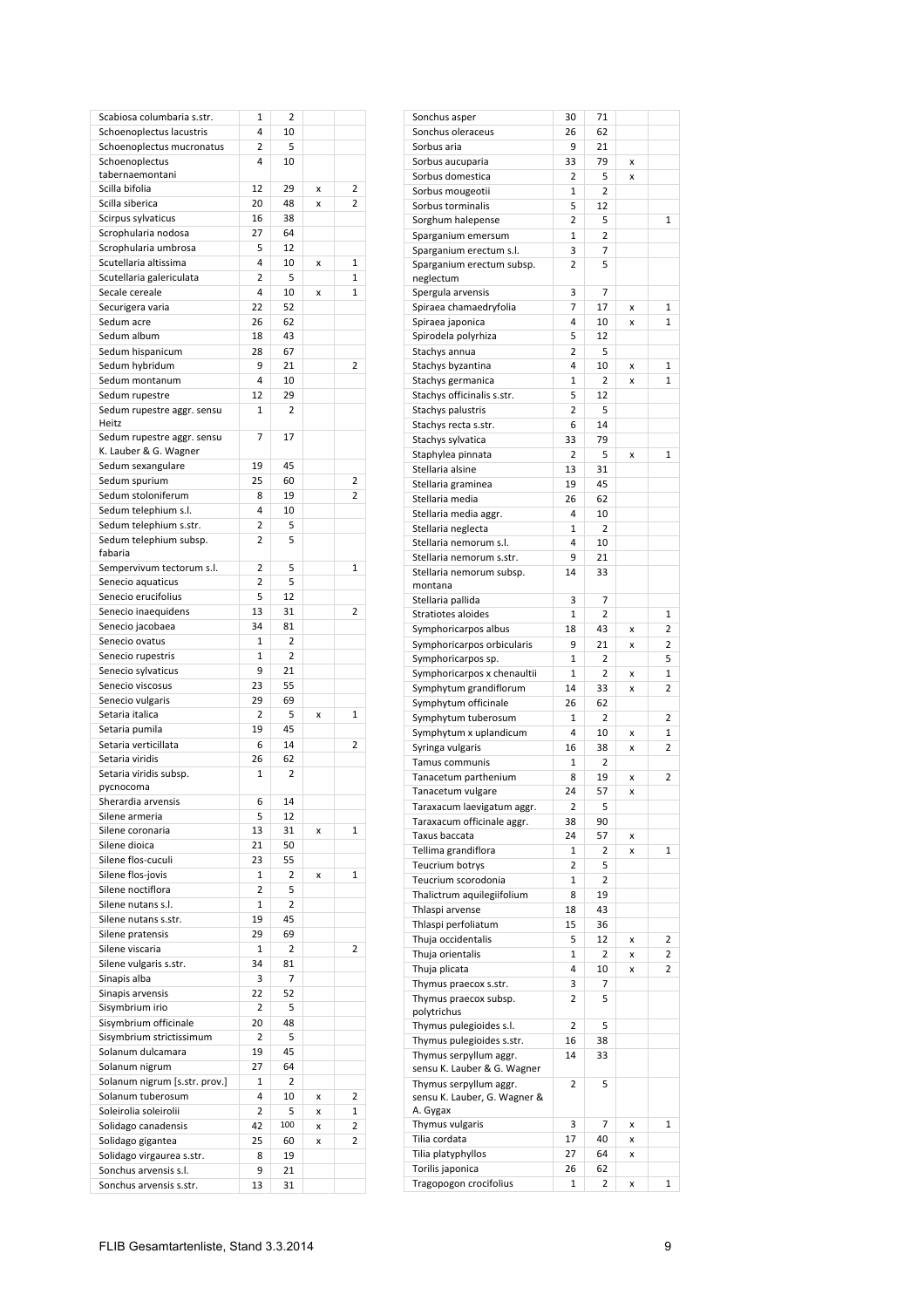| | | | | |
|---|---|---|---|---|
| Scabiosa columbaria s.str. | 1 | 2 | | |
| Schoenoplectus lacustris | 4 | 10 | | |
| Schoenoplectus mucronatus | 2 | 5 | | |
| Schoenoplectus tabernaemontani | 4 | 10 | | |
| Scilla bifolia | 12 | 29 | x | 2 |
| Scilla siberica | 20 | 48 | x | 2 |
| Scirpus sylvaticus | 16 | 38 | | |
| Scrophularia nodosa | 27 | 64 | | |
| Scrophularia umbrosa | 5 | 12 | | |
| Scutellaria altissima | 4 | 10 | x | 1 |
| Scutellaria galericulata | 2 | 5 | | 1 |
| Secale cereale | 4 | 10 | x | 1 |
| Securigera varia | 22 | 52 | | |
| Sedum acre | 26 | 62 | | |
| Sedum album | 18 | 43 | | |
| Sedum hispanicum | 28 | 67 | | |
| Sedum hybridum | 9 | 21 | | 2 |
| Sedum montanum | 4 | 10 | | |
| Sedum rupestre | 12 | 29 | | |
| Sedum rupestre aggr. sensu Heitz | 1 | 2 | | |
| Sedum rupestre aggr. sensu K. Lauber & G. Wagner | 7 | 17 | | |
| Sedum sexangulare | 19 | 45 | | |
| Sedum spurium | 25 | 60 | | 2 |
| Sedum stoloniferum | 8 | 19 | | 2 |
| Sedum telephium s.l. | 4 | 10 | | |
| Sedum telephium s.str. | 2 | 5 | | |
| Sedum telephium subsp. fabaria | 2 | 5 | | |
| Sempervivum tectorum s.l. | 2 | 5 | | 1 |
| Senecio aquaticus | 2 | 5 | | |
| Senecio erucifolius | 5 | 12 | | |
| Senecio inaequidens | 13 | 31 | | 2 |
| Senecio jacobaea | 34 | 81 | | |
| Senecio ovatus | 1 | 2 | | |
| Senecio rupestris | 1 | 2 | | |
| Senecio sylvaticus | 9 | 21 | | |
| Senecio viscosus | 23 | 55 | | |
| Senecio vulgaris | 29 | 69 | | |
| Setaria italica | 2 | 5 | x | 1 |
| Setaria pumila | 19 | 45 | | |
| Setaria verticillata | 6 | 14 | | 2 |
| Setaria viridis | 26 | 62 | | |
| Setaria viridis subsp. pycnocoma | 1 | 2 | | |
| Sherardia arvensis | 6 | 14 | | |
| Silene armeria | 5 | 12 | | |
| Silene coronaria | 13 | 31 | x | 1 |
| Silene dioica | 21 | 50 | | |
| Silene flos-cuculi | 23 | 55 | | |
| Silene flos-jovis | 1 | 2 | x | 1 |
| Silene noctiflora | 2 | 5 | | |
| Silene nutans s.l. | 1 | 2 | | |
| Silene nutans s.str. | 19 | 45 | | |
| Silene pratensis | 29 | 69 | | |
| Silene viscaria | 1 | 2 | | 2 |
| Silene vulgaris s.str. | 34 | 81 | | |
| Sinapis alba | 3 | 7 | | |
| Sinapis arvensis | 22 | 52 | | |
| Sisymbrium irio | 2 | 5 | | |
| Sisymbrium officinale | 20 | 48 | | |
| Sisymbrium strictissimum | 2 | 5 | | |
| Solanum dulcamara | 19 | 45 | | |
| Solanum nigrum | 27 | 64 | | |
| Solanum nigrum [s.str. prov.] | 1 | 2 | | |
| Solanum tuberosum | 4 | 10 | x | 2 |
| Soleirolia soleirolii | 2 | 5 | x | 1 |
| Solidago canadensis | 42 | 100 | x | 2 |
| Solidago gigantea | 25 | 60 | x | 2 |
| Solidago virgaurea s.str. | 8 | 19 | | |
| Sonchus arvensis s.l. | 9 | 21 | | |
| Sonchus arvensis s.str. | 13 | 31 | | |
| Sonchus asper | 30 | 71 | | |
| Sonchus oleraceus | 26 | 62 | | |
| Sorbus aria | 9 | 21 | | |
| Sorbus aucuparia | 33 | 79 | x | |
| Sorbus domestica | 2 | 5 | x | |
| Sorbus mougeotii | 1 | 2 | | |
| Sorbus torminalis | 5 | 12 | | |
| Sorghum halepense | 2 | 5 | | 1 |
| Sparganium emersum | 1 | 2 | | |
| Sparganium erectum s.l. | 3 | 7 | | |
| Sparganium erectum subsp. neglectum | 2 | 5 | | |
| Spergula arvensis | 3 | 7 | | |
| Spiraea chamaedryfolia | 7 | 17 | x | 1 |
| Spiraea japonica | 4 | 10 | x | 1 |
| Spirodela polyrhiza | 5 | 12 | | |
| Stachys annua | 2 | 5 | | |
| Stachys byzantina | 4 | 10 | x | 1 |
| Stachys germanica | 1 | 2 | x | 1 |
| Stachys officinalis s.str. | 5 | 12 | | |
| Stachys palustris | 2 | 5 | | |
| Stachys recta s.str. | 6 | 14 | | |
| Stachys sylvatica | 33 | 79 | | |
| Staphylea pinnata | 2 | 5 | x | 1 |
| Stellaria alsine | 13 | 31 | | |
| Stellaria graminea | 19 | 45 | | |
| Stellaria media | 26 | 62 | | |
| Stellaria media aggr. | 4 | 10 | | |
| Stellaria neglecta | 1 | 2 | | |
| Stellaria nemorum s.l. | 4 | 10 | | |
| Stellaria nemorum s.str. | 9 | 21 | | |
| Stellaria nemorum subsp. montana | 14 | 33 | | |
| Stellaria pallida | 3 | 7 | | |
| Stratiotes aloides | 1 | 2 | | 1 |
| Symphoricarpos albus | 18 | 43 | x | 2 |
| Symphoricarpos orbicularis | 9 | 21 | x | 2 |
| Symphoricarpos sp. | 1 | 2 | | 5 |
| Symphoricarpos x chenaultii | 1 | 2 | x | 1 |
| Symphytum grandiflorum | 14 | 33 | x | 2 |
| Symphytum officinale | 26 | 62 | | |
| Symphytum tuberosum | 1 | 2 | | 2 |
| Symphytum x uplandicum | 4 | 10 | x | 1 |
| Syringa vulgaris | 16 | 38 | x | 2 |
| Tamus communis | 1 | 2 | | |
| Tanacetum parthenium | 8 | 19 | x | 2 |
| Tanacetum vulgare | 24 | 57 | x | |
| Taraxacum laevigatum aggr. | 2 | 5 | | |
| Taraxacum officinale aggr. | 38 | 90 | | |
| Taxus baccata | 24 | 57 | x | |
| Tellima grandiflora | 1 | 2 | x | 1 |
| Teucrium botrys | 2 | 5 | | |
| Teucrium scorodonia | 1 | 2 | | |
| Thalictrum aquilegiifolium | 8 | 19 | | |
| Thlaspi arvense | 18 | 43 | | |
| Thlaspi perfoliatum | 15 | 36 | | |
| Thuja occidentalis | 5 | 12 | x | 2 |
| Thuja orientalis | 1 | 2 | x | 2 |
| Thuja plicata | 4 | 10 | x | 2 |
| Thymus praecox s.str. | 3 | 7 | | |
| Thymus praecox subsp. polytrichus | 2 | 5 | | |
| Thymus pulegioides s.l. | 2 | 5 | | |
| Thymus pulegioides s.str. | 16 | 38 | | |
| Thymus serpyllum aggr. sensu K. Lauber & G. Wagner | 14 | 33 | | |
| Thymus serpyllum aggr. sensu K. Lauber, G. Wagner & A. Gygax | 2 | 5 | | |
| Thymus vulgaris | 3 | 7 | x | 1 |
| Tilia cordata | 17 | 40 | x | |
| Tilia platyphyllos | 27 | 64 | x | |
| Torilis japonica | 26 | 62 | | |
| Tragopogon crocifolius | 1 | 2 | x | 1 |

FLIB Gesamtartenliste, Stand 3.3.2014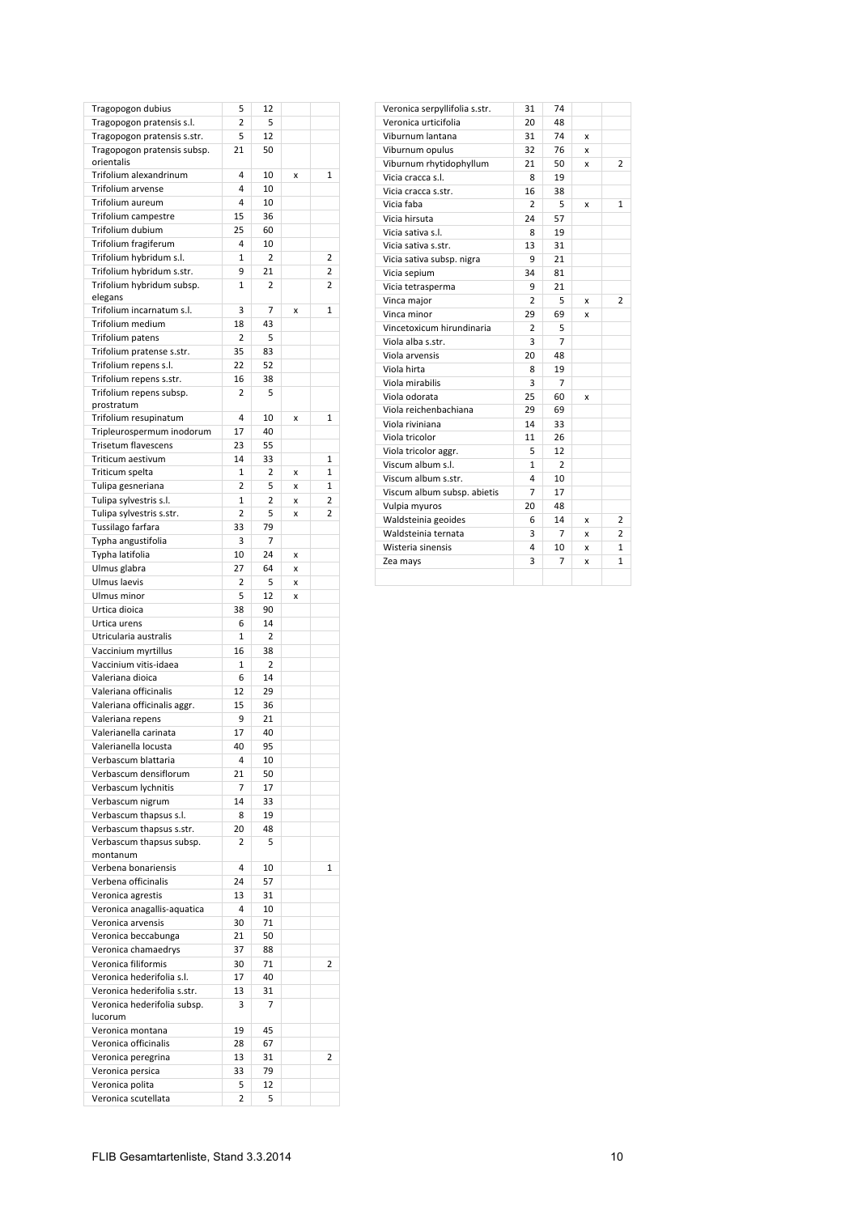| | | | | |
|---|---|---|---|---|
| Tragopogon dubius | 5 | 12 | | |
| Tragopogon pratensis s.l. | 2 | 5 | | |
| Tragopogon pratensis s.str. | 5 | 12 | | |
| Tragopogon pratensis subsp. orientalis | 21 | 50 | | |
| Trifolium alexandrinum | 4 | 10 | x | 1 |
| Trifolium arvense | 4 | 10 | | |
| Trifolium aureum | 4 | 10 | | |
| Trifolium campestre | 15 | 36 | | |
| Trifolium dubium | 25 | 60 | | |
| Trifolium fragiferum | 4 | 10 | | |
| Trifolium hybridum s.l. | 1 | 2 | | 2 |
| Trifolium hybridum s.str. | 9 | 21 | | 2 |
| Trifolium hybridum subsp. elegans | 1 | 2 | | 2 |
| Trifolium incarnatum s.l. | 3 | 7 | x | 1 |
| Trifolium medium | 18 | 43 | | |
| Trifolium patens | 2 | 5 | | |
| Trifolium pratense s.str. | 35 | 83 | | |
| Trifolium repens s.l. | 22 | 52 | | |
| Trifolium repens s.str. | 16 | 38 | | |
| Trifolium repens subsp. prostratum | 2 | 5 | | |
| Trifolium resupinatum | 4 | 10 | x | 1 |
| Tripleurospermum inodorum | 17 | 40 | | |
| Trisetum flavescens | 23 | 55 | | |
| Triticum aestivum | 14 | 33 | | 1 |
| Triticum spelta | 1 | 2 | x | 1 |
| Tulipa gesneriana | 2 | 5 | x | 1 |
| Tulipa sylvestris s.l. | 1 | 2 | x | 2 |
| Tulipa sylvestris s.str. | 2 | 5 | x | 2 |
| Tussilago farfara | 33 | 79 | | |
| Typha angustifolia | 3 | 7 | | |
| Typha latifolia | 10 | 24 | x | |
| Ulmus glabra | 27 | 64 | x | |
| Ulmus laevis | 2 | 5 | x | |
| Ulmus minor | 5 | 12 | x | |
| Urtica dioica | 38 | 90 | | |
| Urtica urens | 6 | 14 | | |
| Utricularia australis | 1 | 2 | | |
| Vaccinium myrtillus | 16 | 38 | | |
| Vaccinium vitis-idaea | 1 | 2 | | |
| Valeriana dioica | 6 | 14 | | |
| Valeriana officinalis | 12 | 29 | | |
| Valeriana officinalis aggr. | 15 | 36 | | |
| Valeriana repens | 9 | 21 | | |
| Valerianella carinata | 17 | 40 | | |
| Valerianella locusta | 40 | 95 | | |
| Verbascum blattaria | 4 | 10 | | |
| Verbascum densiflorum | 21 | 50 | | |
| Verbascum lychnitis | 7 | 17 | | |
| Verbascum nigrum | 14 | 33 | | |
| Verbascum thapsus s.l. | 8 | 19 | | |
| Verbascum thapsus s.str. | 20 | 48 | | |
| Verbascum thapsus subsp. montanum | 2 | 5 | | |
| Verbena bonariensis | 4 | 10 | | 1 |
| Verbena officinalis | 24 | 57 | | |
| Veronica agrestis | 13 | 31 | | |
| Veronica anagallis-aquatica | 4 | 10 | | |
| Veronica arvensis | 30 | 71 | | |
| Veronica beccabunga | 21 | 50 | | |
| Veronica chamaedrys | 37 | 88 | | |
| Veronica filiformis | 30 | 71 | | 2 |
| Veronica hederifolia s.l. | 17 | 40 | | |
| Veronica hederifolia s.str. | 13 | 31 | | |
| Veronica hederifolia subsp. lucorum | 3 | 7 | | |
| Veronica montana | 19 | 45 | | |
| Veronica officinalis | 28 | 67 | | |
| Veronica peregrina | 13 | 31 | | 2 |
| Veronica persica | 33 | 79 | | |
| Veronica polita | 5 | 12 | | |
| Veronica scutellata | 2 | 5 | | |
| Veronica serpyllifolia s.str. | 31 | 74 | | |
| Veronica urticifolia | 20 | 48 | | |
| Viburnum lantana | 31 | 74 | x | |
| Viburnum opulus | 32 | 76 | x | |
| Viburnum rhytidophyllum | 21 | 50 | x | 2 |
| Vicia cracca s.l. | 8 | 19 | | |
| Vicia cracca s.str. | 16 | 38 | | |
| Vicia faba | 2 | 5 | x | 1 |
| Vicia hirsuta | 24 | 57 | | |
| Vicia sativa s.l. | 8 | 19 | | |
| Vicia sativa s.str. | 13 | 31 | | |
| Vicia sativa subsp. nigra | 9 | 21 | | |
| Vicia sepium | 34 | 81 | | |
| Vicia tetrasperma | 9 | 21 | | |
| Vinca major | 2 | 5 | x | 2 |
| Vinca minor | 29 | 69 | x | |
| Vincetoxicum hirundinaria | 2 | 5 | | |
| Viola alba s.str. | 3 | 7 | | |
| Viola arvensis | 20 | 48 | | |
| Viola hirta | 8 | 19 | | |
| Viola mirabilis | 3 | 7 | | |
| Viola odorata | 25 | 60 | x | |
| Viola reichenbachiana | 29 | 69 | | |
| Viola riviniana | 14 | 33 | | |
| Viola tricolor | 11 | 26 | | |
| Viola tricolor aggr. | 5 | 12 | | |
| Viscum album s.l. | 1 | 2 | | |
| Viscum album s.str. | 4 | 10 | | |
| Viscum album subsp. abietis | 7 | 17 | | |
| Vulpia myuros | 20 | 48 | | |
| Waldsteinia geoides | 6 | 14 | x | 2 |
| Waldsteinia ternata | 3 | 7 | x | 2 |
| Wisteria sinensis | 4 | 10 | x | 1 |
| Zea mays | 3 | 7 | x | 1 |

FLIB Gesamtartenliste, Stand 3.3.2014